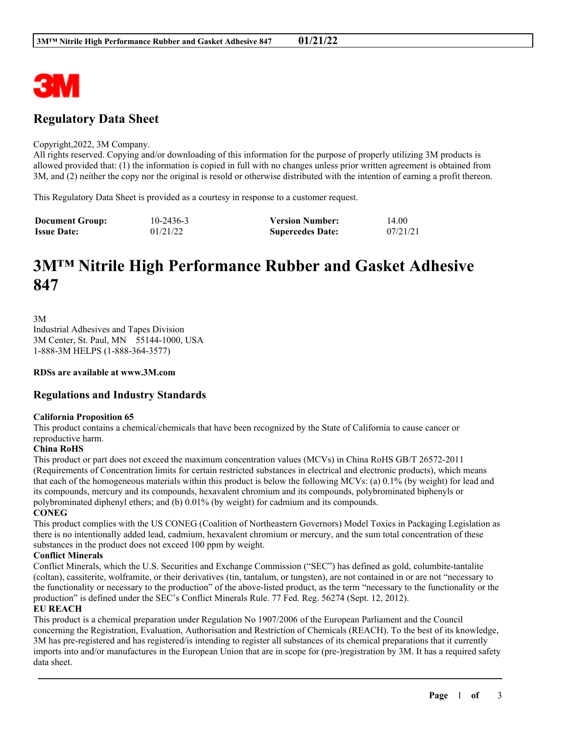## Regulatory Data Sheet

Copyright,2022, 3M Company.
All rights reserved. Copying and/or downloading of this information for the purpose of properly utilizing 3M products is allowed provided that: (1) the information is copied in full with no changes unless prior written agreement is obtained from 3M, and (2) neither the copy nor the original is resold or otherwise distributed with the intention of earning a profit thereon.

This Regulatory Data Sheet is provided as a courtesy in response to a customer request.

| **Document Group:** | 10-2436-3 | **Version Number:** | 14.00 |
|---|---|---|---|
| **Issue Date:** | 01/21/22 | **Supercedes Date:** | 07/21/21 |

# 3M™ Nitrile High Performance Rubber and Gasket Adhesive 847

3M
Industrial Adhesives and Tapes Division
3M Center, St. Paul, MN 55144-1000, USA
1-888-3M HELPS (1-888-364-3577)

**RDSs are available at www.3M.com**

## Regulations and Industry Standards

**California Proposition 65**
This product contains a chemical/chemicals that have been recognized by the State of California to cause cancer or reproductive harm.

**China RoHS**
This product or part does not exceed the maximum concentration values (MCVs) in China RoHS GB/T 26572-2011 (Requirements of Concentration limits for certain restricted substances in electrical and electronic products), which means that each of the homogeneous materials within this product is below the following MCVs: (a) 0.1% (by weight) for lead and its compounds, mercury and its compounds, hexavalent chromium and its compounds, polybrominated biphenyls or polybrominated diphenyl ethers; and (b) 0.01% (by weight) for cadmium and its compounds.

**CONEG**
This product complies with the US CONEG (Coalition of Northeastern Governors) Model Toxics in Packaging Legislation as there is no intentionally added lead, cadmium, hexavalent chromium or mercury, and the sum total concentration of these substances in the product does not exceed 100 ppm by weight.

**Conflict Minerals**
Conflict Minerals, which the U.S. Securities and Exchange Commission ("SEC") has defined as gold, columbite-tantalite (coltan), cassiterite, wolframite, or their derivatives (tin, tantalum, or tungsten), are not contained in or are not "necessary to the functionality or necessary to the production" of the above-listed product, as the term "necessary to the functionality or the production" is defined under the SEC's Conflict Minerals Rule. 77 Fed. Reg. 56274 (Sept. 12, 2012).

**EU REACH**
This product is a chemical preparation under Regulation No 1907/2006 of the European Parliament and the Council concerning the Registration, Evaluation, Authorisation and Restriction of Chemicals (REACH). To the best of its knowledge, 3M has pre-registered and has registered/is intending to register all substances of its chemical preparations that it currently imports into and/or manufactures in the European Union that are in scope for (pre-)registration by 3M. It has a required safety data sheet.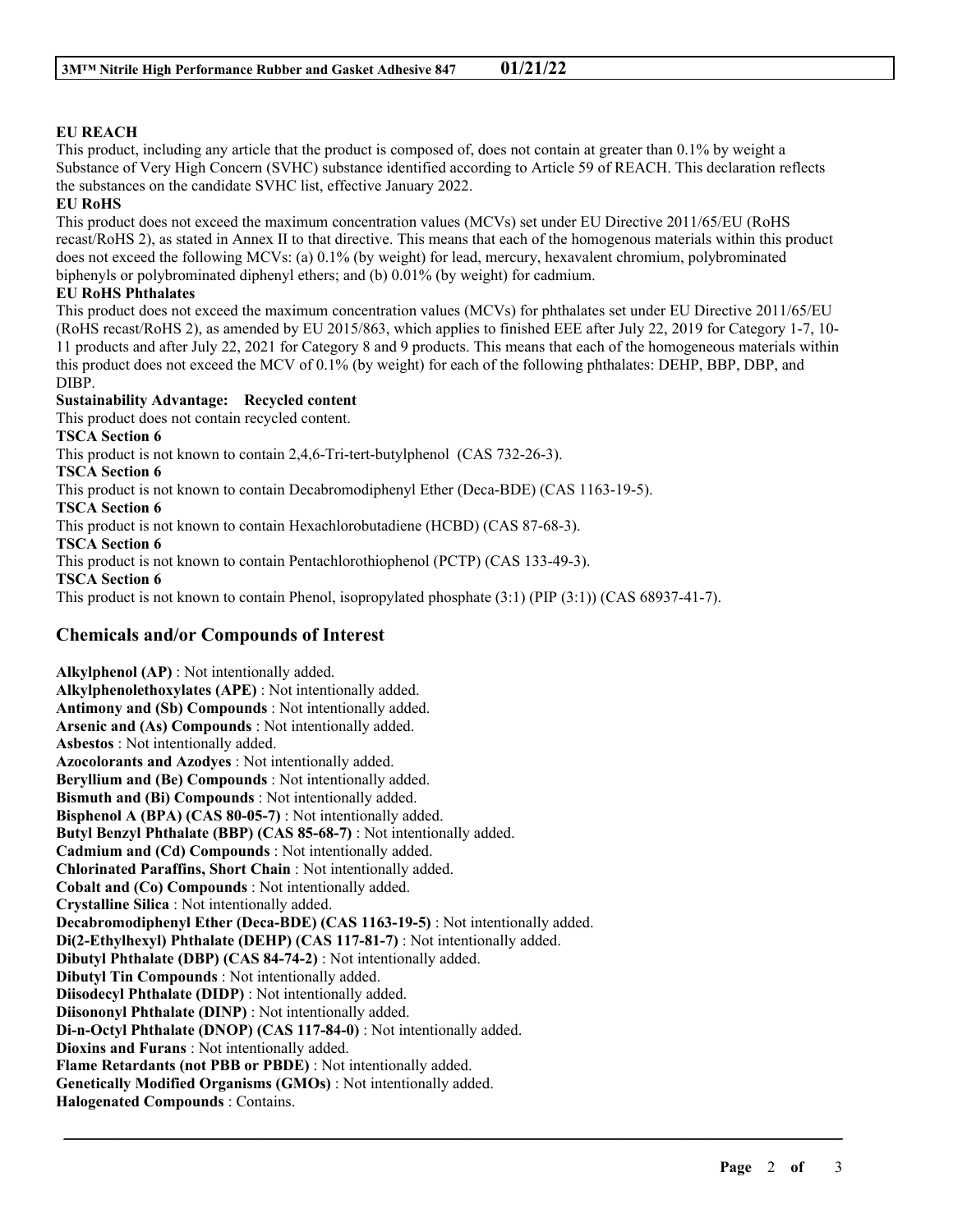**EU REACH**

This product, including any article that the product is composed of, does not contain at greater than 0.1% by weight a Substance of Very High Concern (SVHC) substance identified according to Article 59 of REACH. This declaration reflects the substances on the candidate SVHC list, effective January 2022.

**EU RoHS**

This product does not exceed the maximum concentration values (MCVs) set under EU Directive 2011/65/EU (RoHS recast/RoHS 2), as stated in Annex II to that directive. This means that each of the homogenous materials within this product does not exceed the following MCVs: (a) 0.1% (by weight) for lead, mercury, hexavalent chromium, polybrominated biphenyls or polybrominated diphenyl ethers; and (b) 0.01% (by weight) for cadmium.

**EU RoHS Phthalates**

This product does not exceed the maximum concentration values (MCVs) for phthalates set under EU Directive 2011/65/EU (RoHS recast/RoHS 2), as amended by EU 2015/863, which applies to finished EEE after July 22, 2019 for Category 1-7, 10-11 products and after July 22, 2021 for Category 8 and 9 products. This means that each of the homogeneous materials within this product does not exceed the MCV of 0.1% (by weight) for each of the following phthalates: DEHP, BBP, DBP, and DIBP.

**Sustainability Advantage: Recycled content**

This product does not contain recycled content.

**TSCA Section 6**

This product is not known to contain 2,4,6-Tri-tert-butylphenol (CAS 732-26-3).

**TSCA Section 6**

This product is not known to contain Decabromodiphenyl Ether (Deca-BDE) (CAS 1163-19-5).

**TSCA Section 6**

This product is not known to contain Hexachlorobutadiene (HCBD) (CAS 87-68-3).

**TSCA Section 6**

This product is not known to contain Pentachlorothiophenol (PCTP) (CAS 133-49-3).

**TSCA Section 6**

This product is not known to contain Phenol, isopropylated phosphate (3:1) (PIP (3:1)) (CAS 68937-41-7).

## Chemicals and/or Compounds of Interest

**Alkylphenol (AP)** : Not intentionally added.
**Alkylphenolethoxylates (APE)** : Not intentionally added.
**Antimony and (Sb) Compounds** : Not intentionally added.
**Arsenic and (As) Compounds** : Not intentionally added.
**Asbestos** : Not intentionally added.
**Azocolorants and Azodyes** : Not intentionally added.
**Beryllium and (Be) Compounds** : Not intentionally added.
**Bismuth and (Bi) Compounds** : Not intentionally added.
**Bisphenol A (BPA) (CAS 80-05-7)** : Not intentionally added.
**Butyl Benzyl Phthalate (BBP) (CAS 85-68-7)** : Not intentionally added.
**Cadmium and (Cd) Compounds** : Not intentionally added.
**Chlorinated Paraffins, Short Chain** : Not intentionally added.
**Cobalt and (Co) Compounds** : Not intentionally added.
**Crystalline Silica** : Not intentionally added.
**Decabromodiphenyl Ether (Deca-BDE) (CAS 1163-19-5)** : Not intentionally added.
**Di(2-Ethylhexyl) Phthalate (DEHP) (CAS 117-81-7)** : Not intentionally added.
**Dibutyl Phthalate (DBP) (CAS 84-74-2)** : Not intentionally added.
**Dibutyl Tin Compounds** : Not intentionally added.
**Diisodecyl Phthalate (DIDP)** : Not intentionally added.
**Diisononyl Phthalate (DINP)** : Not intentionally added.
**Di-n-Octyl Phthalate (DNOP) (CAS 117-84-0)** : Not intentionally added.
**Dioxins and Furans** : Not intentionally added.
**Flame Retardants (not PBB or PBDE)** : Not intentionally added.
**Genetically Modified Organisms (GMOs)** : Not intentionally added.
**Halogenated Compounds** : Contains.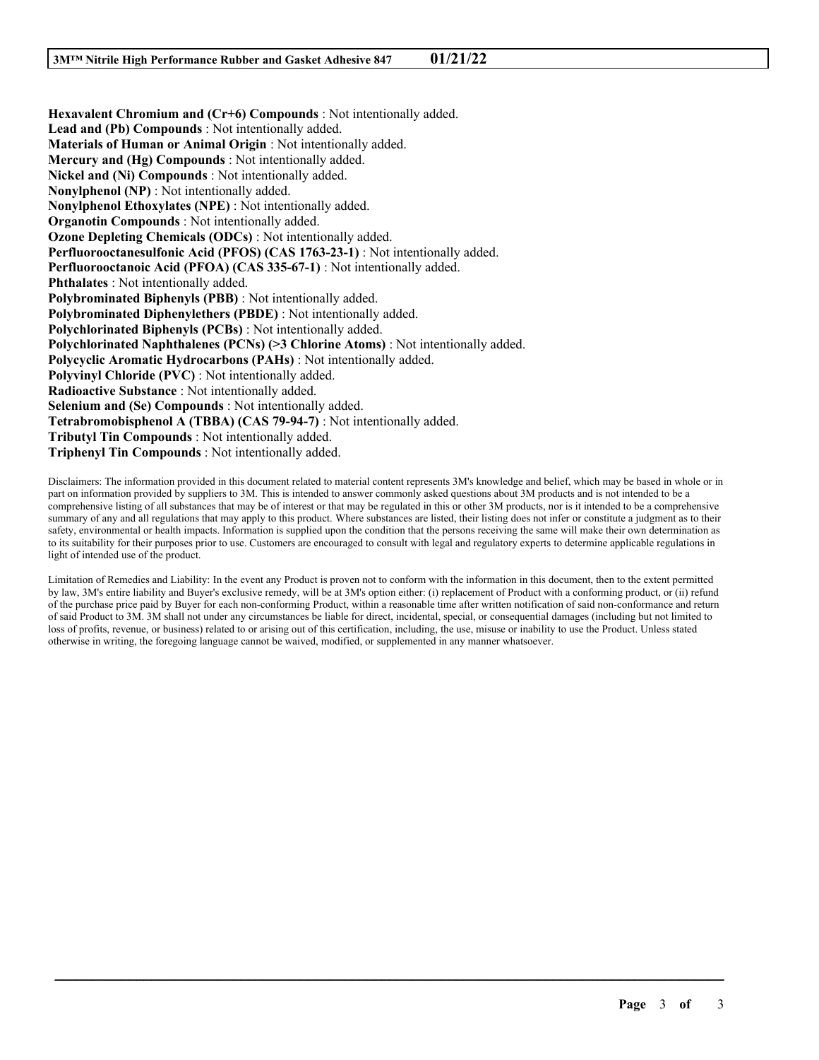**Hexavalent Chromium and (Cr+6) Compounds** : Not intentionally added.
**Lead and (Pb) Compounds** : Not intentionally added.
**Materials of Human or Animal Origin** : Not intentionally added.
**Mercury and (Hg) Compounds** : Not intentionally added.
**Nickel and (Ni) Compounds** : Not intentionally added.
**Nonylphenol (NP)** : Not intentionally added.
**Nonylphenol Ethoxylates (NPE)** : Not intentionally added.
**Organotin Compounds** : Not intentionally added.
**Ozone Depleting Chemicals (ODCs)** : Not intentionally added.
**Perfluorooctanesulfonic Acid (PFOS) (CAS 1763-23-1)** : Not intentionally added.
**Perfluorooctanoic Acid (PFOA) (CAS 335-67-1)** : Not intentionally added.
**Phthalates** : Not intentionally added.
**Polybrominated Biphenyls (PBB)** : Not intentionally added.
**Polybrominated Diphenylethers (PBDE)** : Not intentionally added.
**Polychlorinated Biphenyls (PCBs)** : Not intentionally added.
**Polychlorinated Naphthalenes (PCNs) (>3 Chlorine Atoms)** : Not intentionally added.
**Polycyclic Aromatic Hydrocarbons (PAHs)** : Not intentionally added.
**Polyvinyl Chloride (PVC)** : Not intentionally added.
**Radioactive Substance** : Not intentionally added.
**Selenium and (Se) Compounds** : Not intentionally added.
**Tetrabromobisphenol A (TBBA) (CAS 79-94-7)** : Not intentionally added.
**Tributyl Tin Compounds** : Not intentionally added.
**Triphenyl Tin Compounds** : Not intentionally added.

Disclaimers: The information provided in this document related to material content represents 3M's knowledge and belief, which may be based in whole or in part on information provided by suppliers to 3M. This is intended to answer commonly asked questions about 3M products and is not intended to be a comprehensive listing of all substances that may be of interest or that may be regulated in this or other 3M products, nor is it intended to be a comprehensive summary of any and all regulations that may apply to this product. Where substances are listed, their listing does not infer or constitute a judgment as to their safety, environmental or health impacts. Information is supplied upon the condition that the persons receiving the same will make their own determination as to its suitability for their purposes prior to use. Customers are encouraged to consult with legal and regulatory experts to determine applicable regulations in light of intended use of the product.

Limitation of Remedies and Liability: In the event any Product is proven not to conform with the information in this document, then to the extent permitted by law, 3M's entire liability and Buyer's exclusive remedy, will be at 3M's option either: (i) replacement of Product with a conforming product, or (ii) refund of the purchase price paid by Buyer for each non-conforming Product, within a reasonable time after written notification of said non-conformance and return of said Product to 3M. 3M shall not under any circumstances be liable for direct, incidental, special, or consequential damages (including but not limited to loss of profits, revenue, or business) related to or arising out of this certification, including, the use, misuse or inability to use the Product. Unless stated otherwise in writing, the foregoing language cannot be waived, modified, or supplemented in any manner whatsoever.